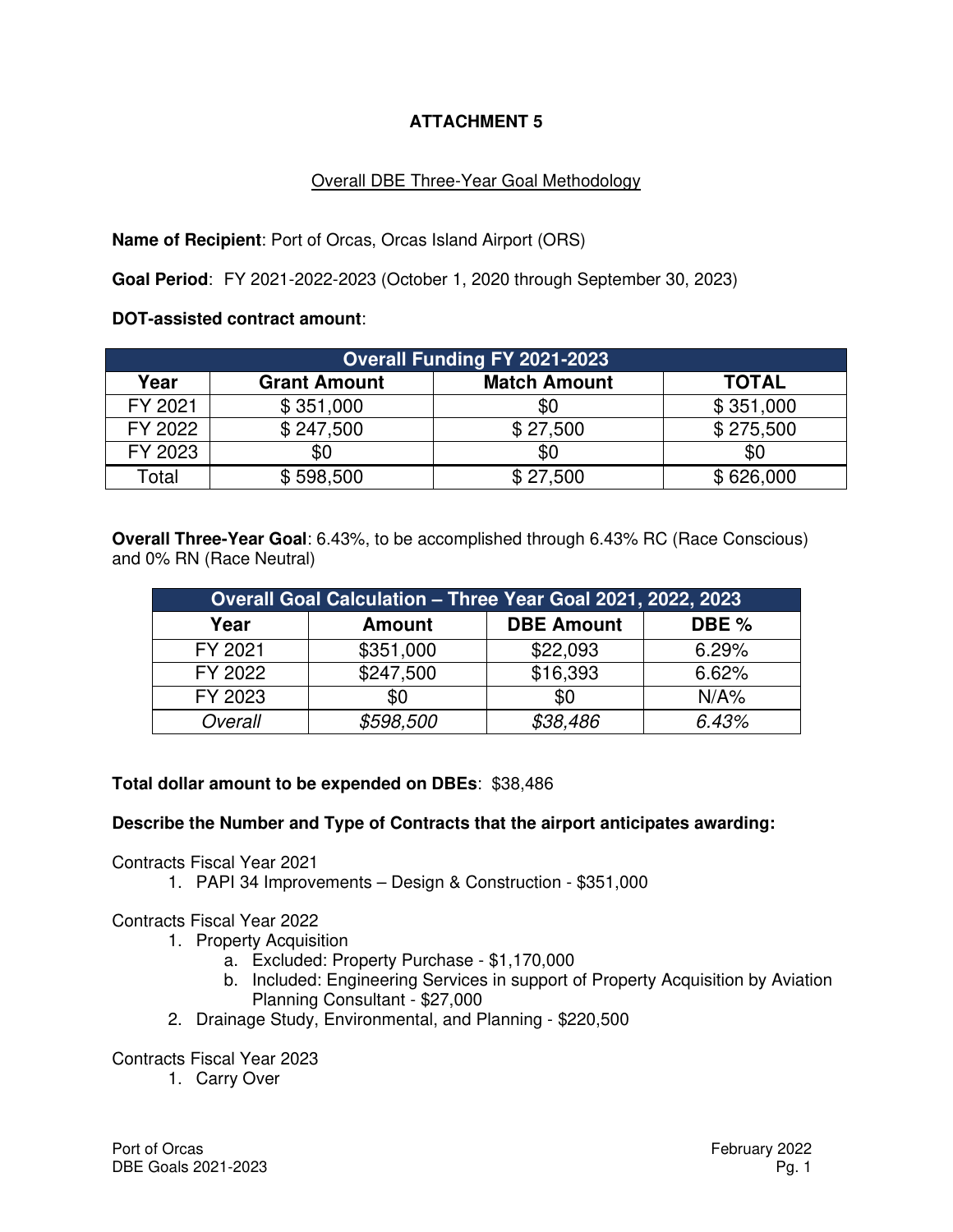# ATTACHMENT 5

## Overall DBE Three-Year Goal Methodology

**Name of Recipient**: Port of Orcas, Orcas Island Airport (ORS)

**Goal Period**: FY 2021-2022-2023 (October 1, 2020 through September 30, 2023)

**DOT-assisted contract amount**:

| Overall Funding FY 2021-2023 | | | |
|---|---|---|---|
| Year | Grant Amount | Match Amount | TOTAL |
| FY 2021 | $ 351,000 | $0 | $ 351,000 |
| FY 2022 | $ 247,500 | $ 27,500 | $ 275,500 |
| FY 2023 | $0 | $0 | $0 |
| Total | $ 598,500 | $ 27,500 | $ 626,000 |

**Overall Three-Year Goal**: 6.43%, to be accomplished through 6.43% RC (Race Conscious) and 0% RN (Race Neutral)

| Overall Goal Calculation – Three Year Goal 2021, 2022, 2023 | | | |
|---|---|---|---|
| Year | Amount | DBE Amount | DBE % |
| FY 2021 | $351,000 | $22,093 | 6.29% |
| FY 2022 | $247,500 | $16,393 | 6.62% |
| FY 2023 | $0 | $0 | N/A% |
| *Overall* | *$598,500* | *$38,486* | *6.43%* |

**Total dollar amount to be expended on DBEs**: $38,486

**Describe the Number and Type of Contracts that the airport anticipates awarding:**

Contracts Fiscal Year 2021

1. PAPI 34 Improvements – Design & Construction - $351,000

Contracts Fiscal Year 2022

1. Property Acquisition
    a. Excluded: Property Purchase - $1,170,000
    b. Included: Engineering Services in support of Property Acquisition by Aviation Planning Consultant - $27,000
2. Drainage Study, Environmental, and Planning - $220,500

Contracts Fiscal Year 2023

1. Carry Over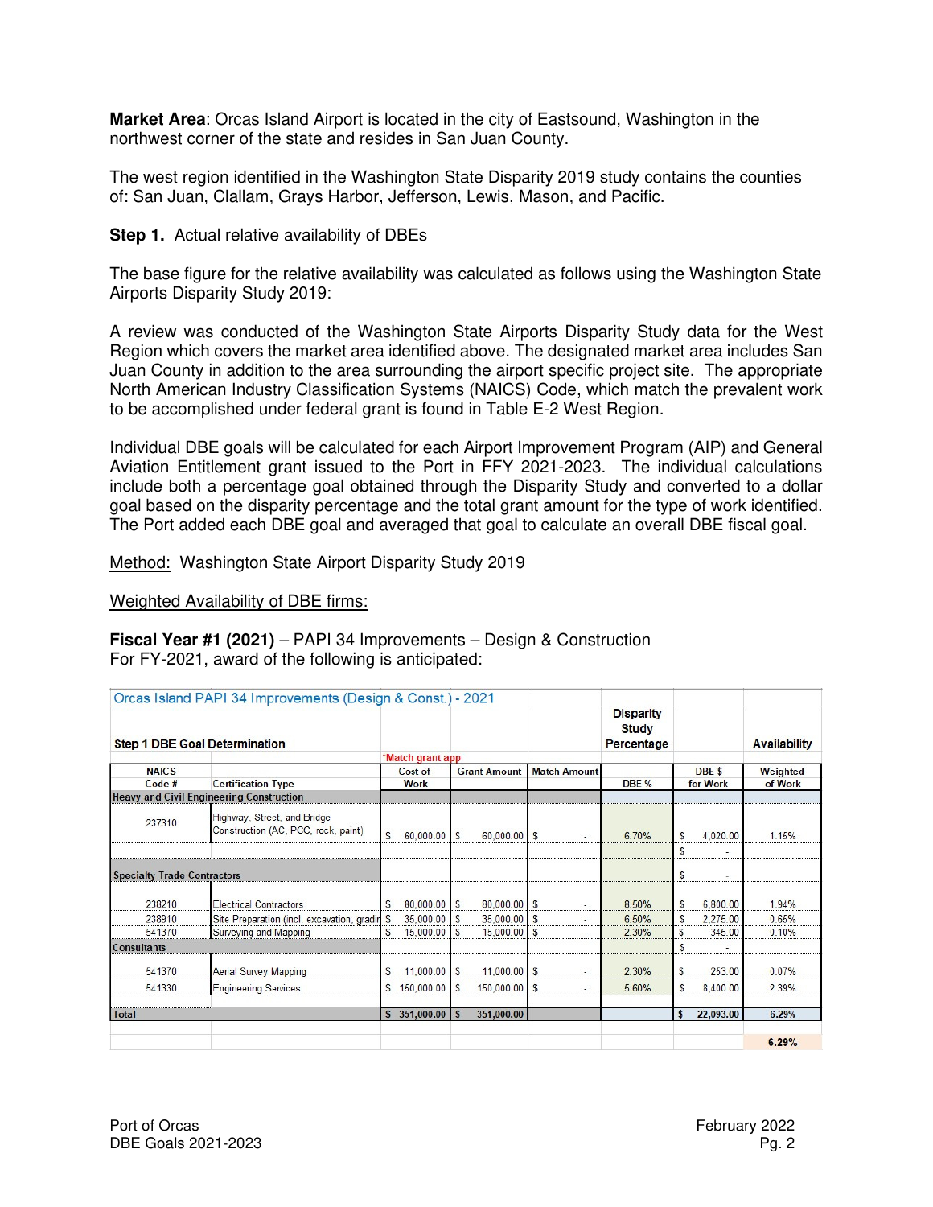**Market Area**: Orcas Island Airport is located in the city of Eastsound, Washington in the northwest corner of the state and resides in San Juan County.

The west region identified in the Washington State Disparity 2019 study contains the counties of: San Juan, Clallam, Grays Harbor, Jefferson, Lewis, Mason, and Pacific.

**Step 1.** Actual relative availability of DBEs

The base figure for the relative availability was calculated as follows using the Washington State Airports Disparity Study 2019:

A review was conducted of the Washington State Airports Disparity Study data for the West Region which covers the market area identified above. The designated market area includes San Juan County in addition to the area surrounding the airport specific project site. The appropriate North American Industry Classification Systems (NAICS) Code, which match the prevalent work to be accomplished under federal grant is found in Table E-2 West Region.

Individual DBE goals will be calculated for each Airport Improvement Program (AIP) and General Aviation Entitlement grant issued to the Port in FFY 2021-2023. The individual calculations include both a percentage goal obtained through the Disparity Study and converted to a dollar goal based on the disparity percentage and the total grant amount for the type of work identified. The Port added each DBE goal and averaged that goal to calculate an overall DBE fiscal goal.

Method: Washington State Airport Disparity Study 2019

Weighted Availability of DBE firms:

**Fiscal Year #1 (2021)** – PAPI 34 Improvements – Design & Construction
For FY-2021, award of the following is anticipated:

| Orcas Island PAPI 34 Improvements (Design & Const.) - 2021 | | | | | | | |
|---|---|---|---|---|---|---|---|
| Step 1 DBE Goal Determination | | *Match grant app | | | Disparity Study Percentage | | Availability |
| NAICS Code # | Certification Type | Cost of Work | Grant Amount | Match Amount | DBE % | DBE $ for Work | Weighted of Work |
| **Heavy and Civil Engineering Construction** | | | | | | | |
| 237310 | Highway, Street, and Bridge Construction (AC, PCC, rock, paint) | $ 60,000.00 | $ 60,000.00 | $ - | 6.70% | $ 4,020.00 | 1.15% |
| | | | | | | $ - | |
| **Specialty Trade Contractors** | | | | | | $ - | |
| 238210 | Electrical Contractors | $ 80,000.00 | $ 80,000.00 | $ - | 8.50% | $ 6,800.00 | 1.94% |
| 238910 | Site Preparation (incl. excavation, gradin | $ 35,000.00 | $ 35,000.00 | $ - | 6.50% | $ 2,275.00 | 0.65% |
| 541370 | Surveying and Mapping | $ 15,000.00 | $ 15,000.00 | $ - | 2.30% | $ 345.00 | 0.10% |
| **Consultants** | | | | | | $ - | |
| 541370 | Aerial Survey Mapping | $ 11,000.00 | $ 11,000.00 | $ - | 2.30% | $ 253.00 | 0.07% |
| 541330 | Engineering Services | $ 150,000.00 | $ 150,000.00 | $ - | 5.60% | $ 8,400.00 | 2.39% |
| **Total** | | $ 351,000.00 | $ 351,000.00 | | | $ 22,093.00 | 6.29% |
| | | | | | | | **6.29%** |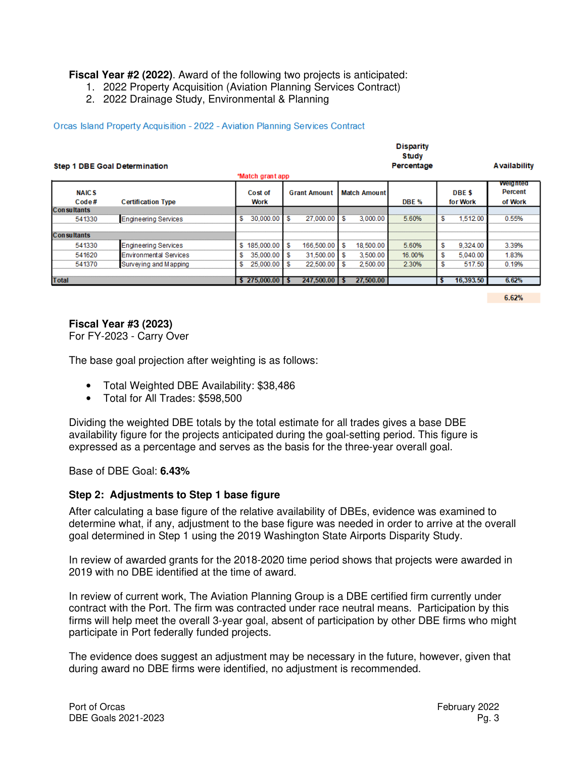**Fiscal Year #2 (2022)**. Award of the following two projects is anticipated:

1. 2022 Property Acquisition (Aviation Planning Services Contract)
2. 2022 Drainage Study, Environmental & Planning

Orcas Island Property Acquisition - 2022 - Aviation Planning Services Contract

**Step 1 DBE Goal Determination**

*Match grant app

| NAICS Code# | Certification Type | Cost of Work | Grant Amount | Match Amount | Disparity Study Percentage DBE % | DBE $ for Work | Availability Weighted Percent of Work |
|---|---|---|---|---|---|---|---|
| **Consultants** | | | | | | | |
| 541330 | Engineering Services | $ 30,000.00 | $ 27,000.00 | $ 3,000.00 | 5.60% | $ 1,512.00 | 0.55% |
| **Consultants** | | | | | | | |
| 541330 | Engineering Services | $ 185,000.00 | $ 166,500.00 | $ 18,500.00 | 5.60% | $ 9,324.00 | 3.39% |
| 541620 | Environmental Services | $ 35,000.00 | $ 31,500.00 | $ 3,500.00 | 16.00% | $ 5,040.00 | 1.83% |
| 541370 | Surveying and Mapping | $ 25,000.00 | $ 22,500.00 | $ 2,500.00 | 2.30% | $ 517.50 | 0.19% |
| **Total** | | $ 275,000.00 | $ 247,500.00 | $ 27,500.00 | | $ 16,393.50 | 6.62% |

6.62%

**Fiscal Year #3 (2023)**
For FY-2023 - Carry Over

The base goal projection after weighting is as follows:

- Total Weighted DBE Availability: $38,486
- Total for All Trades: $598,500

Dividing the weighted DBE totals by the total estimate for all trades gives a base DBE availability figure for the projects anticipated during the goal-setting period. This figure is expressed as a percentage and serves as the basis for the three-year overall goal.

Base of DBE Goal: **6.43%**

### Step 2: Adjustments to Step 1 base figure

After calculating a base figure of the relative availability of DBEs, evidence was examined to determine what, if any, adjustment to the base figure was needed in order to arrive at the overall goal determined in Step 1 using the 2019 Washington State Airports Disparity Study.

In review of awarded grants for the 2018-2020 time period shows that projects were awarded in 2019 with no DBE identified at the time of award.

In review of current work, The Aviation Planning Group is a DBE certified firm currently under contract with the Port. The firm was contracted under race neutral means. Participation by this firms will help meet the overall 3-year goal, absent of participation by other DBE firms who might participate in Port federally funded projects.

The evidence does suggest an adjustment may be necessary in the future, however, given that during award no DBE firms were identified, no adjustment is recommended.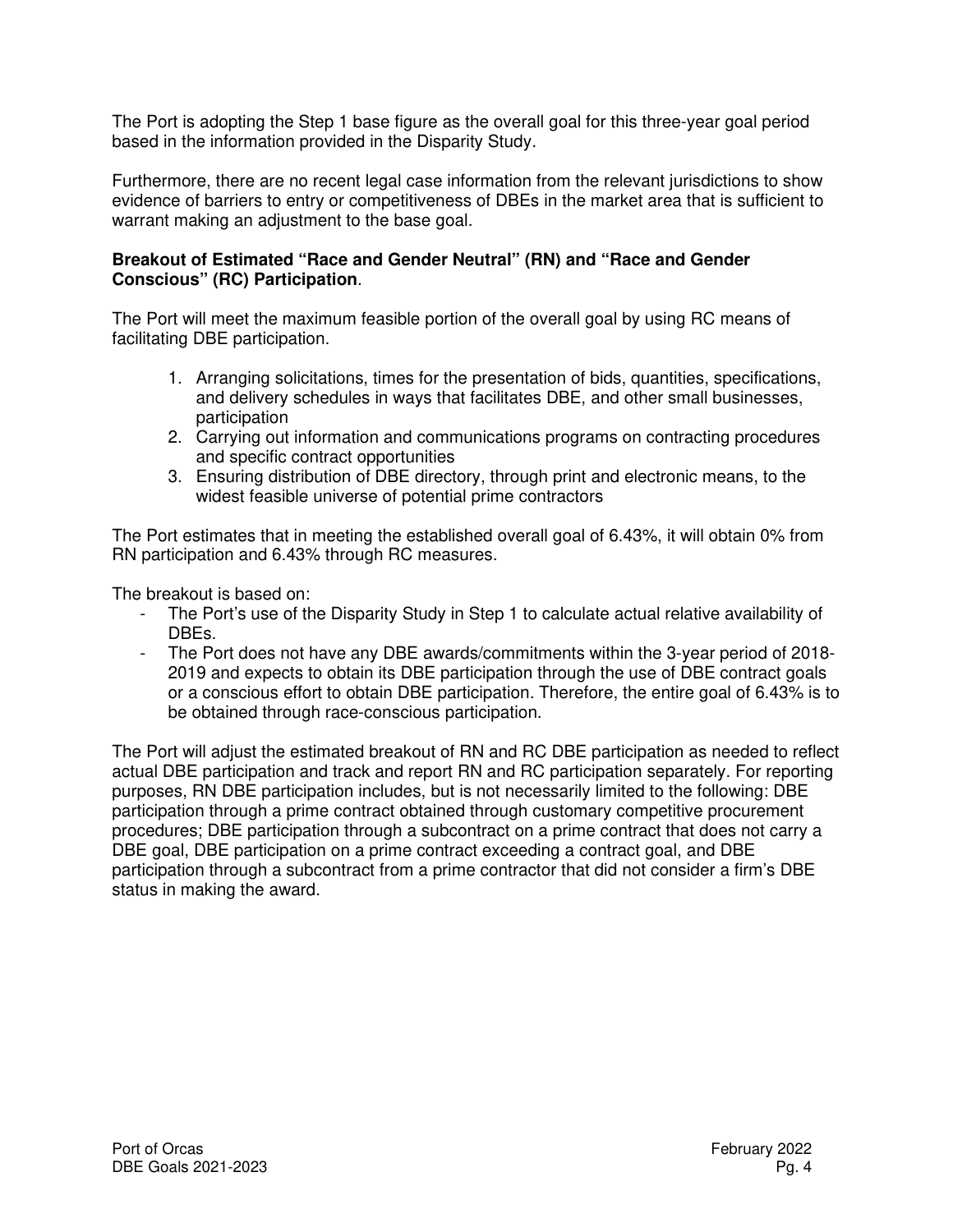The Port is adopting the Step 1 base figure as the overall goal for this three-year goal period based in the information provided in the Disparity Study.

Furthermore, there are no recent legal case information from the relevant jurisdictions to show evidence of barriers to entry or competitiveness of DBEs in the market area that is sufficient to warrant making an adjustment to the base goal.

**Breakout of Estimated "Race and Gender Neutral" (RN) and "Race and Gender Conscious" (RC) Participation**.

The Port will meet the maximum feasible portion of the overall goal by using RC means of facilitating DBE participation.

1. Arranging solicitations, times for the presentation of bids, quantities, specifications, and delivery schedules in ways that facilitates DBE, and other small businesses, participation
2. Carrying out information and communications programs on contracting procedures and specific contract opportunities
3. Ensuring distribution of DBE directory, through print and electronic means, to the widest feasible universe of potential prime contractors

The Port estimates that in meeting the established overall goal of 6.43%, it will obtain 0% from RN participation and 6.43% through RC measures.

The breakout is based on:

- The Port's use of the Disparity Study in Step 1 to calculate actual relative availability of DBEs.
- The Port does not have any DBE awards/commitments within the 3-year period of 2018-2019 and expects to obtain its DBE participation through the use of DBE contract goals or a conscious effort to obtain DBE participation. Therefore, the entire goal of 6.43% is to be obtained through race-conscious participation.

The Port will adjust the estimated breakout of RN and RC DBE participation as needed to reflect actual DBE participation and track and report RN and RC participation separately. For reporting purposes, RN DBE participation includes, but is not necessarily limited to the following: DBE participation through a prime contract obtained through customary competitive procurement procedures; DBE participation through a subcontract on a prime contract that does not carry a DBE goal, DBE participation on a prime contract exceeding a contract goal, and DBE participation through a subcontract from a prime contractor that did not consider a firm's DBE status in making the award.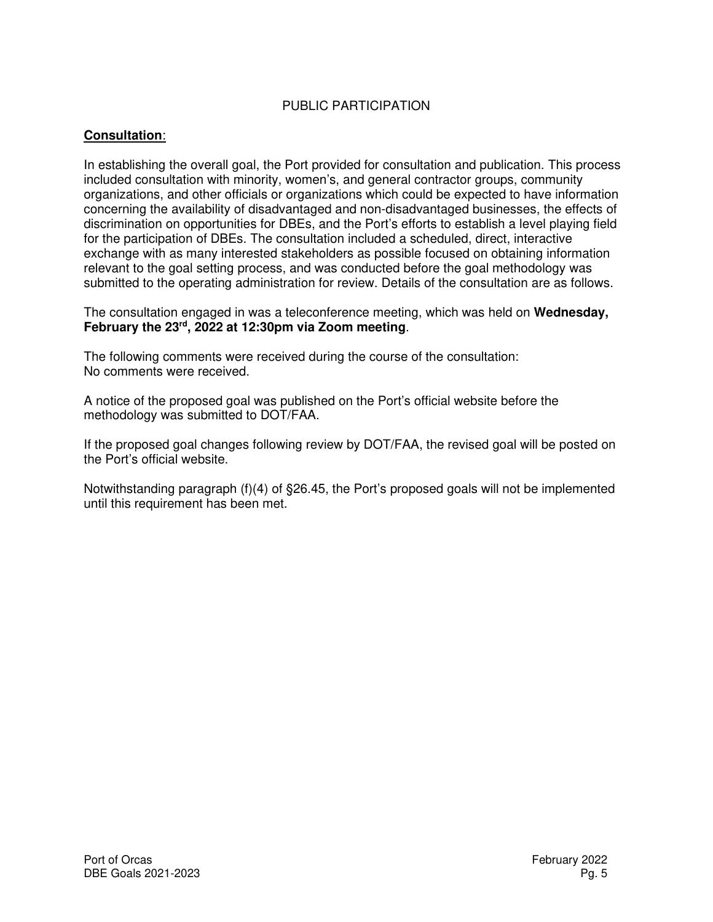# PUBLIC PARTICIPATION

## **Consultation**:

In establishing the overall goal, the Port provided for consultation and publication. This process included consultation with minority, women's, and general contractor groups, community organizations, and other officials or organizations which could be expected to have information concerning the availability of disadvantaged and non-disadvantaged businesses, the effects of discrimination on opportunities for DBEs, and the Port's efforts to establish a level playing field for the participation of DBEs. The consultation included a scheduled, direct, interactive exchange with as many interested stakeholders as possible focused on obtaining information relevant to the goal setting process, and was conducted before the goal methodology was submitted to the operating administration for review. Details of the consultation are as follows.

The consultation engaged in was a teleconference meeting, which was held on **Wednesday, February the 23rd, 2022 at 12:30pm via Zoom meeting**.

The following comments were received during the course of the consultation:
No comments were received.

A notice of the proposed goal was published on the Port's official website before the methodology was submitted to DOT/FAA.

If the proposed goal changes following review by DOT/FAA, the revised goal will be posted on the Port's official website.

Notwithstanding paragraph (f)(4) of §26.45, the Port's proposed goals will not be implemented until this requirement has been met.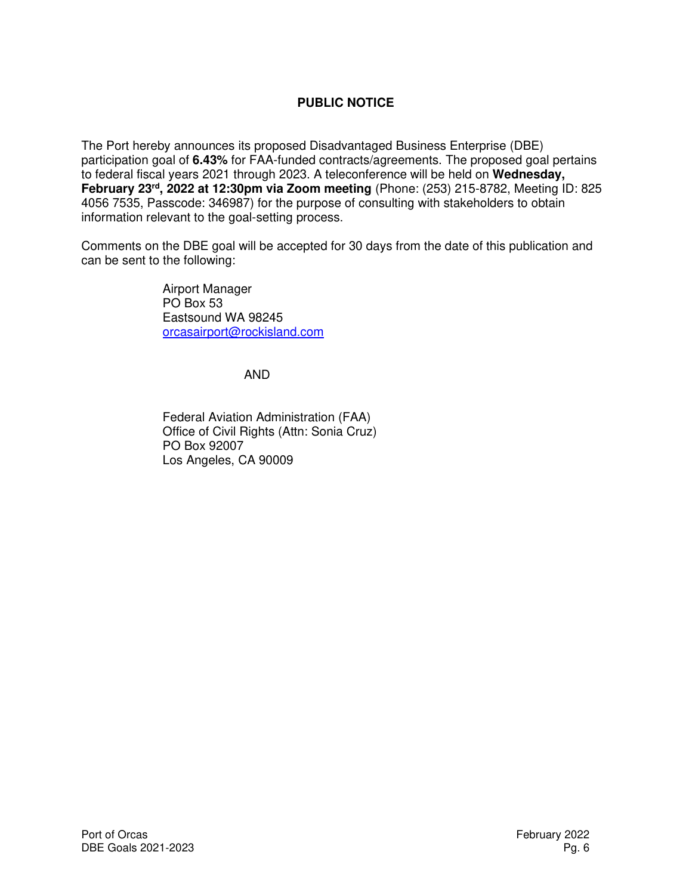# PUBLIC NOTICE

The Port hereby announces its proposed Disadvantaged Business Enterprise (DBE) participation goal of **6.43%** for FAA-funded contracts/agreements. The proposed goal pertains to federal fiscal years 2021 through 2023. A teleconference will be held on **Wednesday, February 23rd, 2022 at 12:30pm via Zoom meeting** (Phone: (253) 215-8782, Meeting ID: 825 4056 7535, Passcode: 346987) for the purpose of consulting with stakeholders to obtain information relevant to the goal-setting process.

Comments on the DBE goal will be accepted for 30 days from the date of this publication and can be sent to the following:

Airport Manager
PO Box 53
Eastsound WA 98245
orcasairport@rockisland.com

AND

Federal Aviation Administration (FAA)
Office of Civil Rights (Attn: Sonia Cruz)
PO Box 92007
Los Angeles, CA 90009